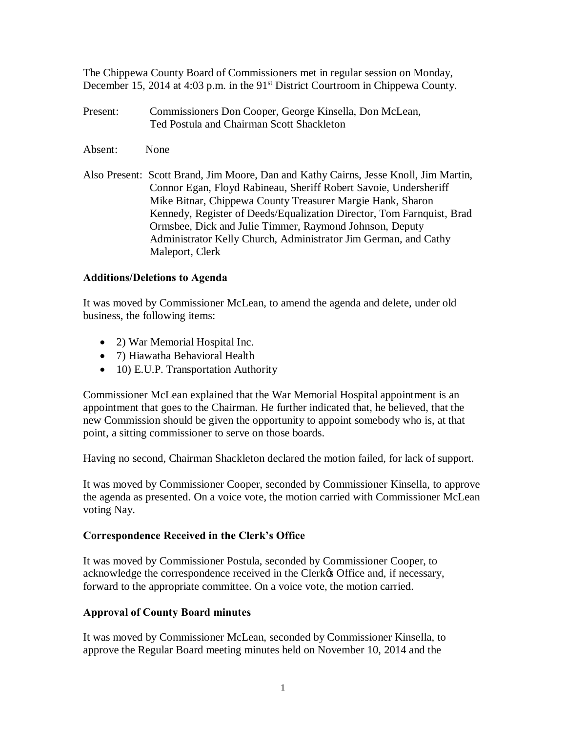The Chippewa County Board of Commissioners met in regular session on Monday, December 15, 2014 at 4:03 p.m. in the 91st District Courtroom in Chippewa County.

Present: Commissioners Don Cooper, George Kinsella, Don McLean, Ted Postula and Chairman Scott Shackleton

Absent: None

Also Present: Scott Brand, Jim Moore, Dan and Kathy Cairns, Jesse Knoll, Jim Martin, Connor Egan, Floyd Rabineau, Sheriff Robert Savoie, Undersheriff Mike Bitnar, Chippewa County Treasurer Margie Hank, Sharon Kennedy, Register of Deeds/Equalization Director, Tom Farnquist, Brad Ormsbee, Dick and Julie Timmer, Raymond Johnson, Deputy Administrator Kelly Church, Administrator Jim German, and Cathy Maleport, Clerk

**Additions/Deletions to Agenda**

It was moved by Commissioner McLean, to amend the agenda and delete, under old business, the following items:

- 2) War Memorial Hospital Inc.
- 7) Hiawatha Behavioral Health
- 10) E.U.P. Transportation Authority

Commissioner McLean explained that the War Memorial Hospital appointment is an appointment that goes to the Chairman. He further indicated that, he believed, that the new Commission should be given the opportunity to appoint somebody who is, at that point, a sitting commissioner to serve on those boards.

Having no second, Chairman Shackleton declared the motion failed, for lack of support.

It was moved by Commissioner Cooper, seconded by Commissioner Kinsella, to approve the agenda as presented. On a voice vote, the motion carried with Commissioner McLean voting Nay.

**Correspondence Received in the Clerk's Office**

It was moved by Commissioner Postula, seconded by Commissioner Cooper, to acknowledge the correspondence received in the Clerk's Office and, if necessary, forward to the appropriate committee. On a voice vote, the motion carried.

**Approval of County Board minutes**

It was moved by Commissioner McLean, seconded by Commissioner Kinsella, to approve the Regular Board meeting minutes held on November 10, 2014 and the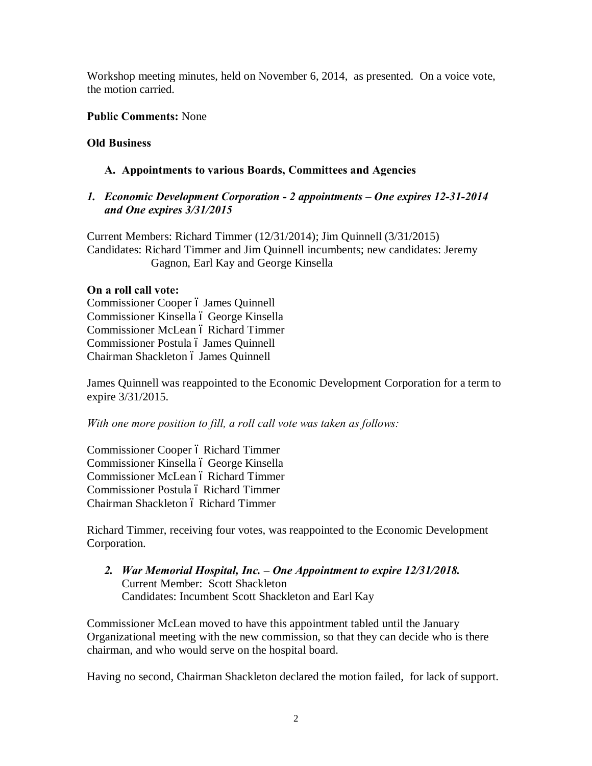Workshop meeting minutes, held on November 6, 2014, as presented. On a voice vote, the motion carried.

**Public Comments:** None

**Old Business**

**A. Appointments to various Boards, Committees and Agencies**

***1. Economic Development Corporation - 2 appointments – One expires 12-31-2014 and One expires 3/31/2015***

Current Members: Richard Timmer (12/31/2014); Jim Quinnell (3/31/2015)
Candidates: Richard Timmer and Jim Quinnell incumbents; new candidates: Jeremy Gagnon, Earl Kay and George Kinsella

**On a roll call vote:**
Commissioner Cooper ó James Quinnell
Commissioner Kinsella ó George Kinsella
Commissioner McLean ó Richard Timmer
Commissioner Postula ó James Quinnell
Chairman Shackleton ó James Quinnell

James Quinnell was reappointed to the Economic Development Corporation for a term to expire 3/31/2015.

*With one more position to fill, a roll call vote was taken as follows:*

Commissioner Cooper ó Richard Timmer
Commissioner Kinsella ó George Kinsella
Commissioner McLean ó Richard Timmer
Commissioner Postula ó Richard Timmer
Chairman Shackleton ó Richard Timmer

Richard Timmer, receiving four votes, was reappointed to the Economic Development Corporation.

***2. War Memorial Hospital, Inc. – One Appointment to expire 12/31/2018.***
Current Member: Scott Shackleton
Candidates: Incumbent Scott Shackleton and Earl Kay

Commissioner McLean moved to have this appointment tabled until the January Organizational meeting with the new commission, so that they can decide who is there chairman, and who would serve on the hospital board.

Having no second, Chairman Shackleton declared the motion failed, for lack of support.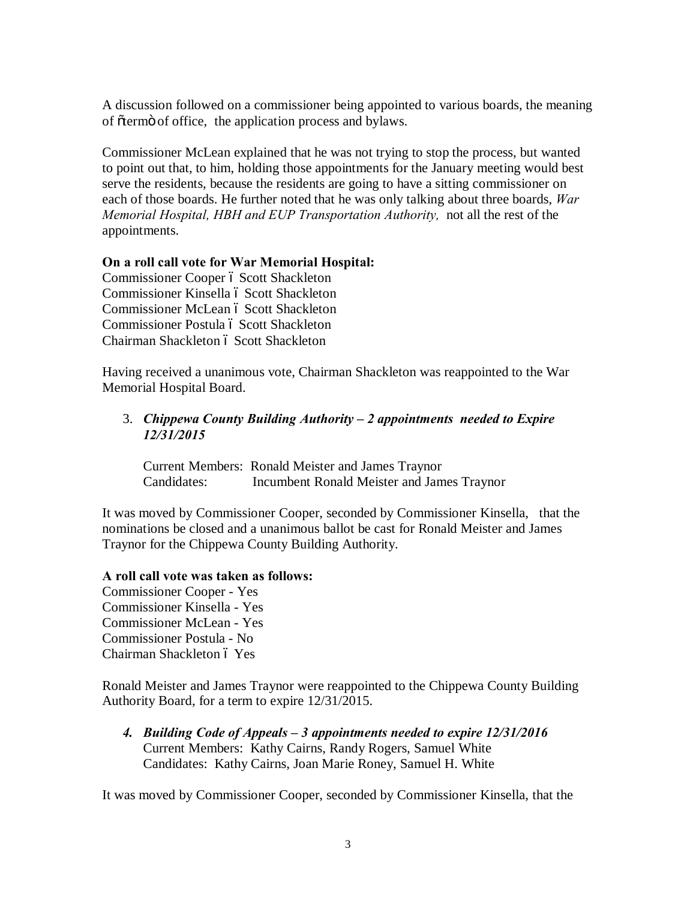A discussion followed on a commissioner being appointed to various boards, the meaning of "term" of office, the application process and bylaws.

Commissioner McLean explained that he was not trying to stop the process, but wanted to point out that, to him, holding those appointments for the January meeting would best serve the residents, because the residents are going to have a sitting commissioner on each of those boards. He further noted that he was only talking about three boards, *War Memorial Hospital, HBH and EUP Transportation Authority,* not all the rest of the appointments.

**On a roll call vote for War Memorial Hospital:**
Commissioner Cooper – Scott Shackleton
Commissioner Kinsella – Scott Shackleton
Commissioner McLean – Scott Shackleton
Commissioner Postula – Scott Shackleton
Chairman Shackleton – Scott Shackleton

Having received a unanimous vote, Chairman Shackleton was reappointed to the War Memorial Hospital Board.

3. ***Chippewa County Building Authority – 2 appointments needed to Expire 12/31/2015***

   Current Members: Ronald Meister and James Traynor
   Candidates: Incumbent Ronald Meister and James Traynor

It was moved by Commissioner Cooper, seconded by Commissioner Kinsella, that the nominations be closed and a unanimous ballot be cast for Ronald Meister and James Traynor for the Chippewa County Building Authority.

**A roll call vote was taken as follows:**
Commissioner Cooper - Yes
Commissioner Kinsella - Yes
Commissioner McLean - Yes
Commissioner Postula - No
Chairman Shackleton – Yes

Ronald Meister and James Traynor were reappointed to the Chippewa County Building Authority Board, for a term to expire 12/31/2015.

4. ***Building Code of Appeals – 3 appointments needed to expire 12/31/2016***
   Current Members: Kathy Cairns, Randy Rogers, Samuel White
   Candidates: Kathy Cairns, Joan Marie Roney, Samuel H. White

It was moved by Commissioner Cooper, seconded by Commissioner Kinsella, that the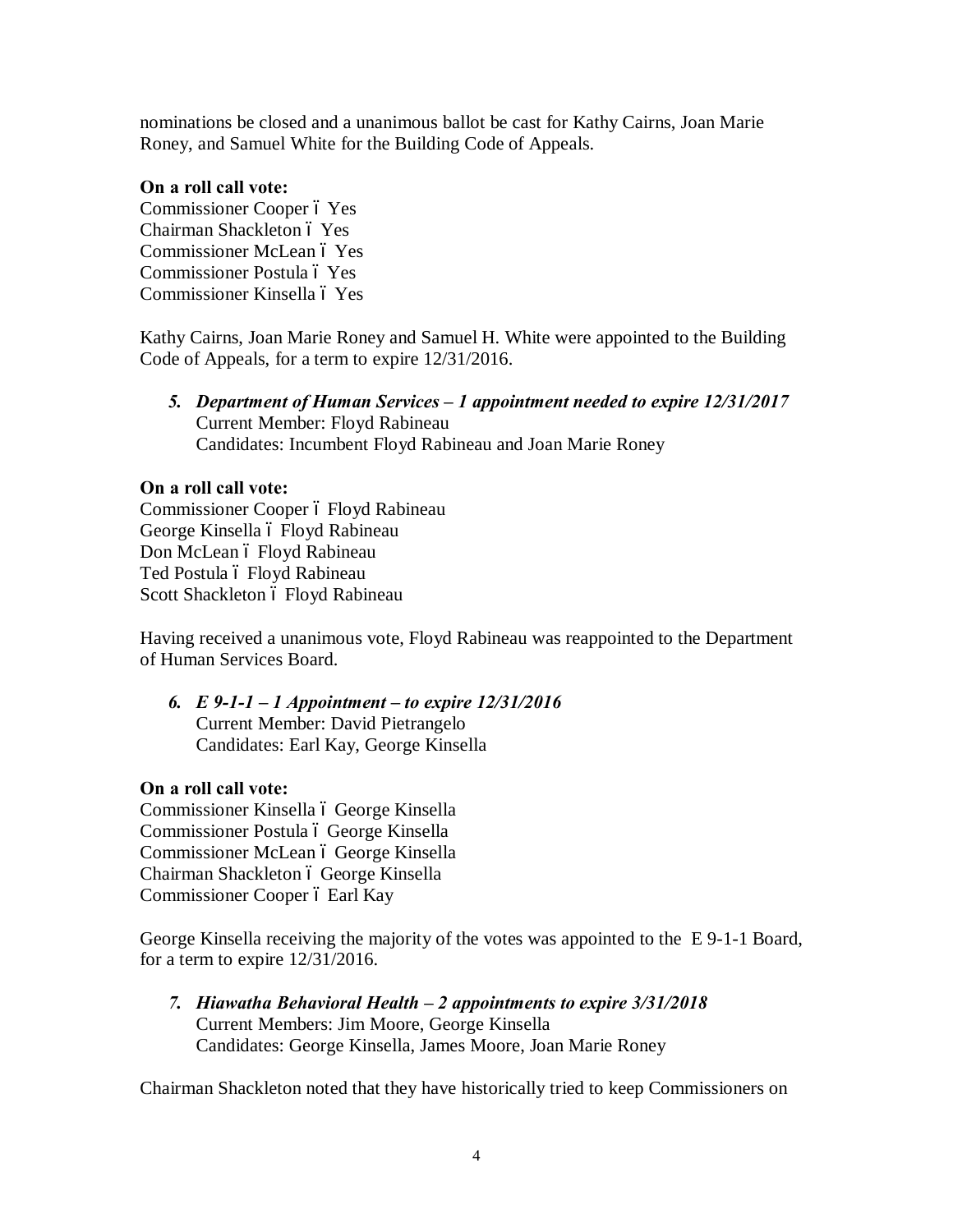nominations be closed and a unanimous ballot be cast for Kathy Cairns, Joan Marie Roney, and Samuel White for the Building Code of Appeals.

**On a roll call vote:**
Commissioner Cooper – Yes
Chairman Shackleton – Yes
Commissioner McLean – Yes
Commissioner Postula – Yes
Commissioner Kinsella – Yes

Kathy Cairns, Joan Marie Roney and Samuel H. White were appointed to the Building Code of Appeals, for a term to expire 12/31/2016.

5. ***Department of Human Services – 1 appointment needed to expire 12/31/2017***
   Current Member: Floyd Rabineau
   Candidates: Incumbent Floyd Rabineau and Joan Marie Roney

**On a roll call vote:**
Commissioner Cooper – Floyd Rabineau
George Kinsella – Floyd Rabineau
Don McLean – Floyd Rabineau
Ted Postula – Floyd Rabineau
Scott Shackleton – Floyd Rabineau

Having received a unanimous vote, Floyd Rabineau was reappointed to the Department of Human Services Board.

6. ***E 9-1-1 – 1 Appointment – to expire 12/31/2016***
   Current Member: David Pietrangelo
   Candidates: Earl Kay, George Kinsella

**On a roll call vote:**
Commissioner Kinsella – George Kinsella
Commissioner Postula – George Kinsella
Commissioner McLean – George Kinsella
Chairman Shackleton – George Kinsella
Commissioner Cooper – Earl Kay

George Kinsella receiving the majority of the votes was appointed to the E 9-1-1 Board, for a term to expire 12/31/2016.

7. ***Hiawatha Behavioral Health – 2 appointments to expire 3/31/2018***
   Current Members: Jim Moore, George Kinsella
   Candidates: George Kinsella, James Moore, Joan Marie Roney

Chairman Shackleton noted that they have historically tried to keep Commissioners on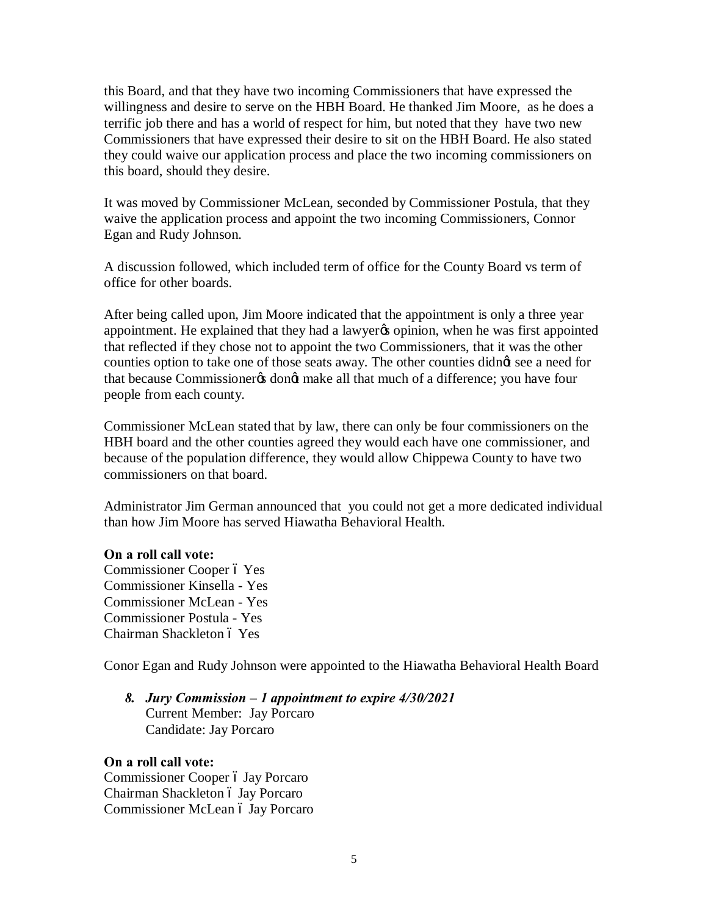this Board, and that they have two incoming Commissioners that have expressed the willingness and desire to serve on the HBH Board. He thanked Jim Moore, as he does a terrific job there and has a world of respect for him, but noted that they have two new Commissioners that have expressed their desire to sit on the HBH Board. He also stated they could waive our application process and place the two incoming commissioners on this board, should they desire.

It was moved by Commissioner McLean, seconded by Commissioner Postula, that they waive the application process and appoint the two incoming Commissioners, Connor Egan and Rudy Johnson.

A discussion followed, which included term of office for the County Board vs term of office for other boards.

After being called upon, Jim Moore indicated that the appointment is only a three year appointment. He explained that they had a lawyer's opinion, when he was first appointed that reflected if they chose not to appoint the two Commissioners, that it was the other counties option to take one of those seats away. The other counties didn't see a need for that because Commissioner's don't make all that much of a difference; you have four people from each county.

Commissioner McLean stated that by law, there can only be four commissioners on the HBH board and the other counties agreed they would each have one commissioner, and because of the population difference, they would allow Chippewa County to have two commissioners on that board.

Administrator Jim German announced that you could not get a more dedicated individual than how Jim Moore has served Hiawatha Behavioral Health.

**On a roll call vote:**
Commissioner Cooper – Yes
Commissioner Kinsella - Yes
Commissioner McLean - Yes
Commissioner Postula - Yes
Chairman Shackleton – Yes

Conor Egan and Rudy Johnson were appointed to the Hiawatha Behavioral Health Board

8. ***Jury Commission – 1 appointment to expire 4/30/2021***
   Current Member: Jay Porcaro
   Candidate: Jay Porcaro

**On a roll call vote:**
Commissioner Cooper – Jay Porcaro
Chairman Shackleton – Jay Porcaro
Commissioner McLean – Jay Porcaro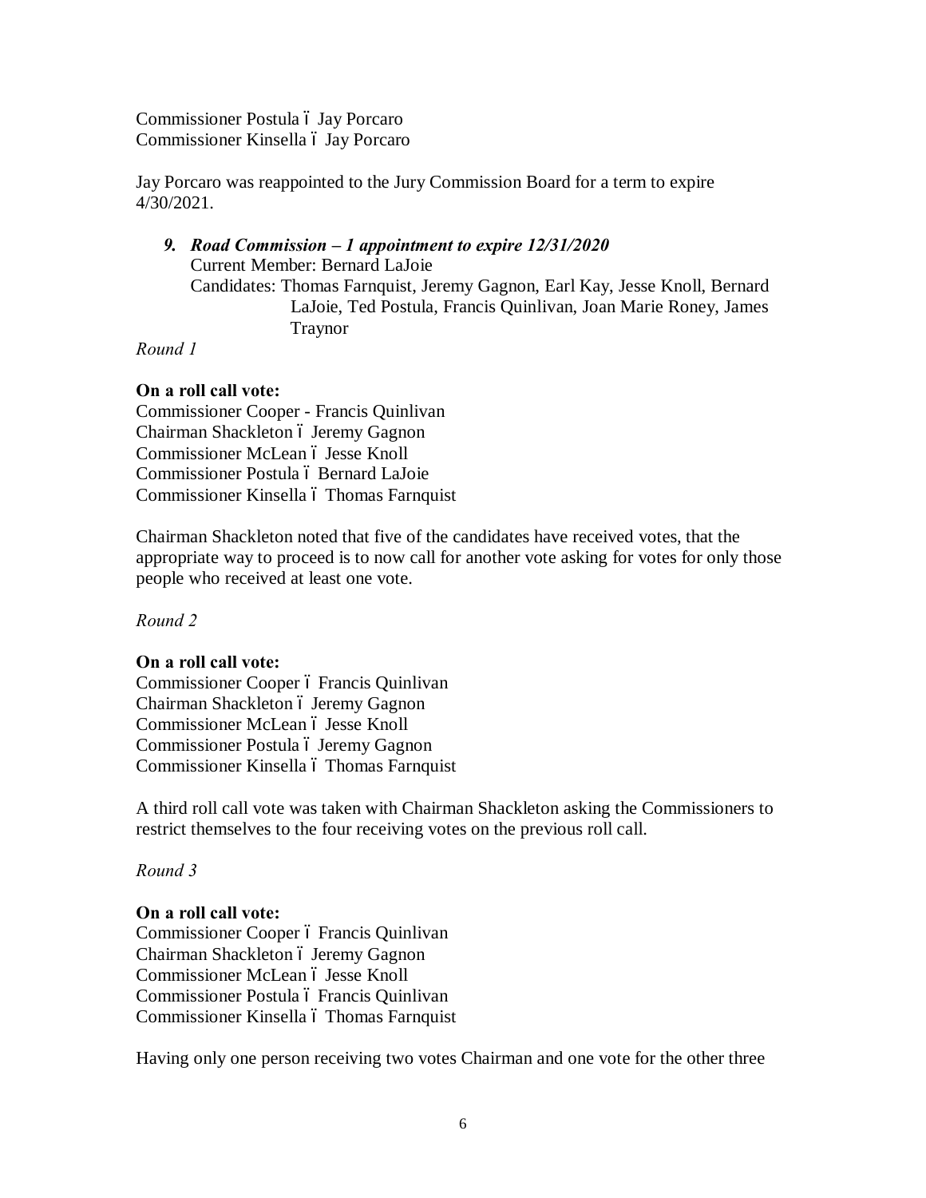Commissioner Postula ï Jay Porcaro
Commissioner Kinsella ï Jay Porcaro

Jay Porcaro was reappointed to the Jury Commission Board for a term to expire 4/30/2021.

*9. **Road Commission – 1 appointment to expire 12/31/2020***
Current Member: Bernard LaJoie
Candidates: Thomas Farnquist, Jeremy Gagnon, Earl Kay, Jesse Knoll, Bernard LaJoie, Ted Postula, Francis Quinlivan, Joan Marie Roney, James Traynor

*Round 1*

**On a roll call vote:**
Commissioner Cooper - Francis Quinlivan
Chairman Shackleton ï Jeremy Gagnon
Commissioner McLean ï Jesse Knoll
Commissioner Postula ï Bernard LaJoie
Commissioner Kinsella ï Thomas Farnquist

Chairman Shackleton noted that five of the candidates have received votes, that the appropriate way to proceed is to now call for another vote asking for votes for only those people who received at least one vote.

*Round 2*

**On a roll call vote:**
Commissioner Cooper ï Francis Quinlivan
Chairman Shackleton ï Jeremy Gagnon
Commissioner McLean ï Jesse Knoll
Commissioner Postula ï Jeremy Gagnon
Commissioner Kinsella ï Thomas Farnquist

A third roll call vote was taken with Chairman Shackleton asking the Commissioners to restrict themselves to the four receiving votes on the previous roll call.

*Round 3*

**On a roll call vote:**
Commissioner Cooper ï Francis Quinlivan
Chairman Shackleton ï Jeremy Gagnon
Commissioner McLean ï Jesse Knoll
Commissioner Postula ï Francis Quinlivan
Commissioner Kinsella ï Thomas Farnquist

Having only one person receiving two votes Chairman and one vote for the other three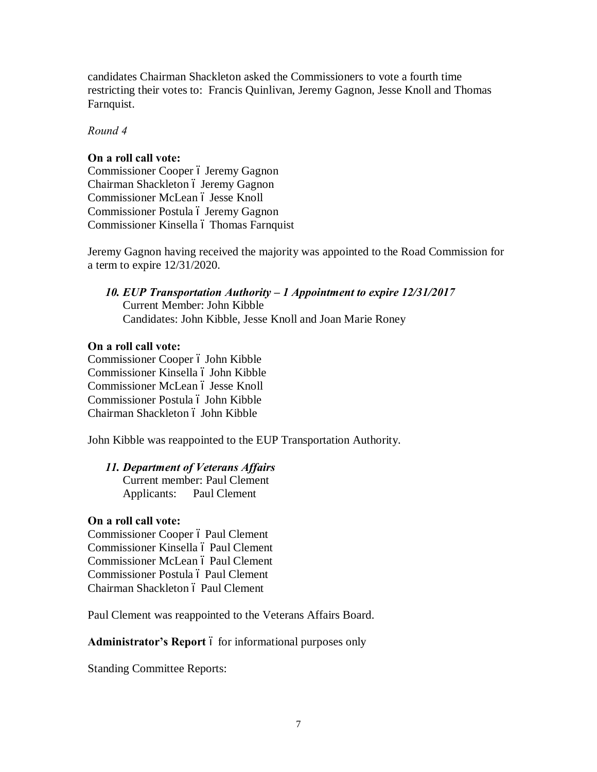candidates Chairman Shackleton asked the Commissioners to vote a fourth time restricting their votes to: Francis Quinlivan, Jeremy Gagnon, Jesse Knoll and Thomas Farnquist.

*Round 4*

**On a roll call vote:**
Commissioner Cooper – Jeremy Gagnon
Chairman Shackleton – Jeremy Gagnon
Commissioner McLean – Jesse Knoll
Commissioner Postula – Jeremy Gagnon
Commissioner Kinsella – Thomas Farnquist

Jeremy Gagnon having received the majority was appointed to the Road Commission for a term to expire 12/31/2020.

***10. EUP Transportation Authority – 1 Appointment to expire 12/31/2017***
Current Member: John Kibble
Candidates: John Kibble, Jesse Knoll and Joan Marie Roney

**On a roll call vote:**
Commissioner Cooper – John Kibble
Commissioner Kinsella – John Kibble
Commissioner McLean – Jesse Knoll
Commissioner Postula – John Kibble
Chairman Shackleton – John Kibble

John Kibble was reappointed to the EUP Transportation Authority.

***11. Department of Veterans Affairs***
Current member: Paul Clement
Applicants: Paul Clement

**On a roll call vote:**
Commissioner Cooper – Paul Clement
Commissioner Kinsella – Paul Clement
Commissioner McLean – Paul Clement
Commissioner Postula – Paul Clement
Chairman Shackleton – Paul Clement

Paul Clement was reappointed to the Veterans Affairs Board.

**Administrator's Report** – for informational purposes only

Standing Committee Reports: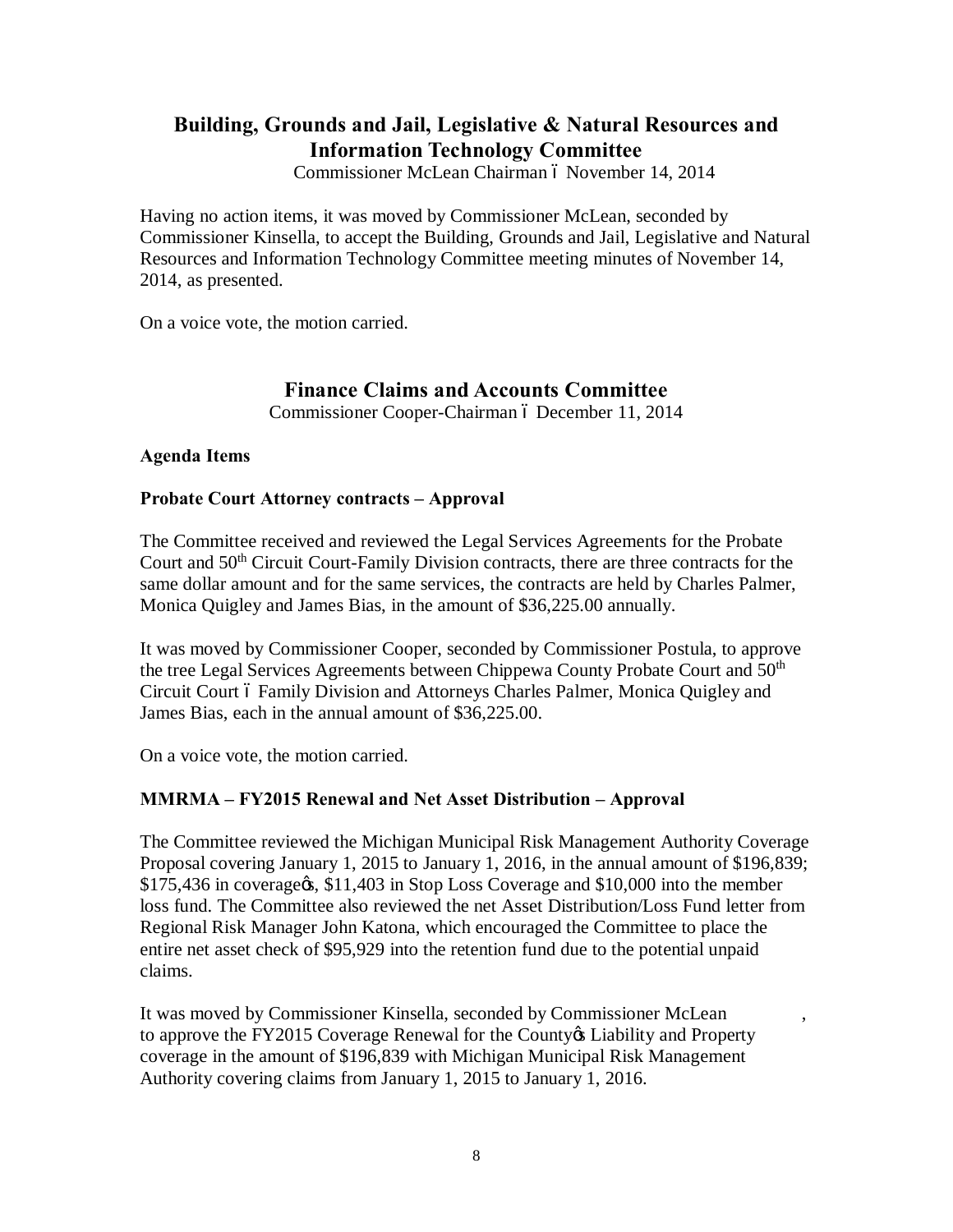## Building, Grounds and Jail, Legislative & Natural Resources and Information Technology Committee

Commissioner McLean Chairman – November 14, 2014

Having no action items, it was moved by Commissioner McLean, seconded by Commissioner Kinsella, to accept the Building, Grounds and Jail, Legislative and Natural Resources and Information Technology Committee meeting minutes of November 14, 2014, as presented.

On a voice vote, the motion carried.

## Finance Claims and Accounts Committee

Commissioner Cooper-Chairman – December 11, 2014

**Agenda Items**

**Probate Court Attorney contracts – Approval**

The Committee received and reviewed the Legal Services Agreements for the Probate Court and 50th Circuit Court-Family Division contracts, there are three contracts for the same dollar amount and for the same services, the contracts are held by Charles Palmer, Monica Quigley and James Bias, in the amount of $36,225.00 annually.

It was moved by Commissioner Cooper, seconded by Commissioner Postula, to approve the tree Legal Services Agreements between Chippewa County Probate Court and 50th Circuit Court – Family Division and Attorneys Charles Palmer, Monica Quigley and James Bias, each in the annual amount of $36,225.00.

On a voice vote, the motion carried.

**MMRMA – FY2015 Renewal and Net Asset Distribution – Approval**

The Committee reviewed the Michigan Municipal Risk Management Authority Coverage Proposal covering January 1, 2015 to January 1, 2016, in the annual amount of $196,839; $175,436 in coverage's, $11,403 in Stop Loss Coverage and $10,000 into the member loss fund. The Committee also reviewed the net Asset Distribution/Loss Fund letter from Regional Risk Manager John Katona, which encouraged the Committee to place the entire net asset check of $95,929 into the retention fund due to the potential unpaid claims.

It was moved by Commissioner Kinsella, seconded by Commissioner McLean, to approve the FY2015 Coverage Renewal for the County's Liability and Property coverage in the amount of $196,839 with Michigan Municipal Risk Management Authority covering claims from January 1, 2015 to January 1, 2016.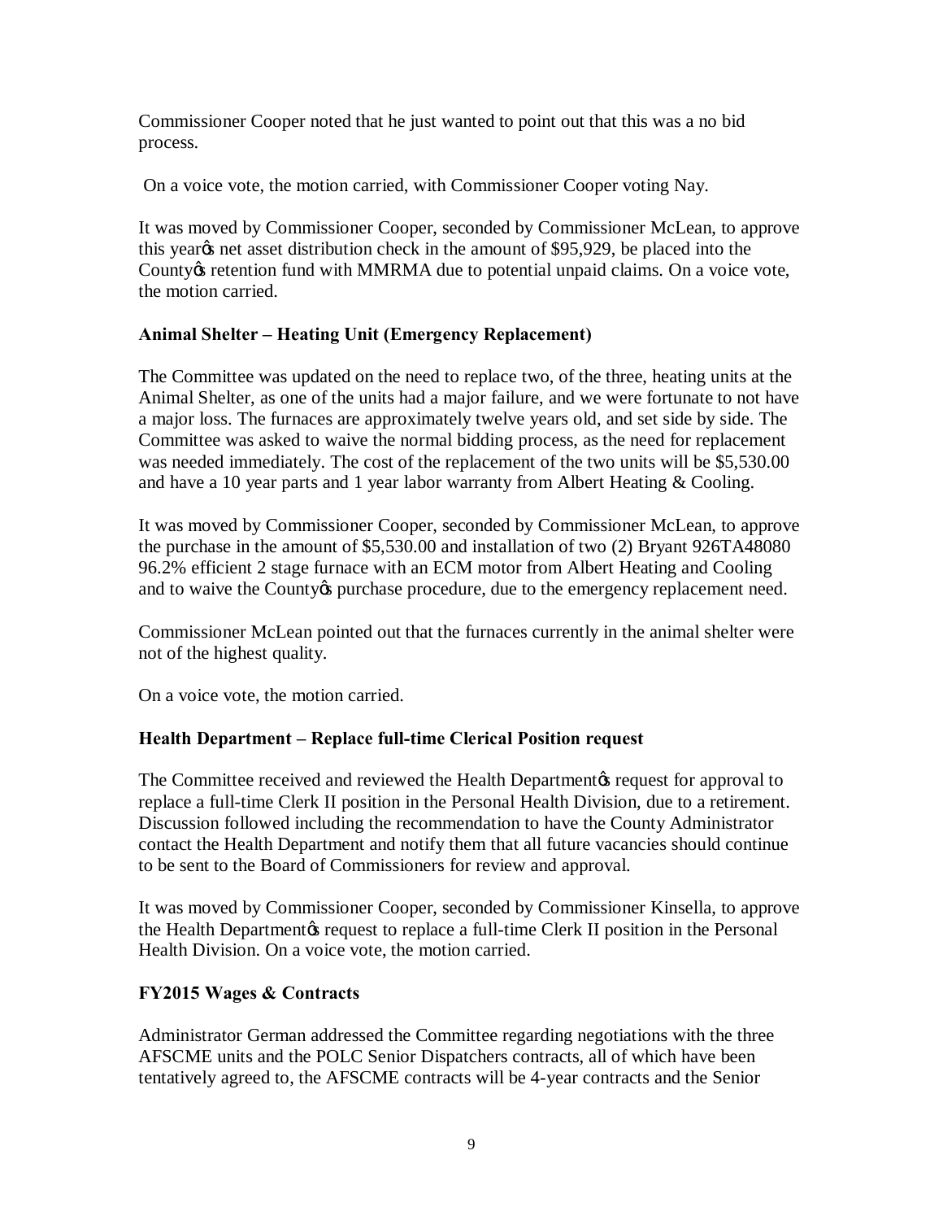Commissioner Cooper noted that he just wanted to point out that this was a no bid process.

On a voice vote, the motion carried, with Commissioner Cooper voting Nay.

It was moved by Commissioner Cooper, seconded by Commissioner McLean, to approve this year's net asset distribution check in the amount of $95,929, be placed into the County's retention fund with MMRMA due to potential unpaid claims. On a voice vote, the motion carried.

**Animal Shelter – Heating Unit (Emergency Replacement)**

The Committee was updated on the need to replace two, of the three, heating units at the Animal Shelter, as one of the units had a major failure, and we were fortunate to not have a major loss. The furnaces are approximately twelve years old, and set side by side. The Committee was asked to waive the normal bidding process, as the need for replacement was needed immediately. The cost of the replacement of the two units will be $5,530.00 and have a 10 year parts and 1 year labor warranty from Albert Heating & Cooling.

It was moved by Commissioner Cooper, seconded by Commissioner McLean, to approve the purchase in the amount of $5,530.00 and installation of two (2) Bryant 926TA48080 96.2% efficient 2 stage furnace with an ECM motor from Albert Heating and Cooling and to waive the County's purchase procedure, due to the emergency replacement need.

Commissioner McLean pointed out that the furnaces currently in the animal shelter were not of the highest quality.

On a voice vote, the motion carried.

**Health Department – Replace full-time Clerical Position request**

The Committee received and reviewed the Health Department's request for approval to replace a full-time Clerk II position in the Personal Health Division, due to a retirement. Discussion followed including the recommendation to have the County Administrator contact the Health Department and notify them that all future vacancies should continue to be sent to the Board of Commissioners for review and approval.

It was moved by Commissioner Cooper, seconded by Commissioner Kinsella, to approve the Health Department's request to replace a full-time Clerk II position in the Personal Health Division. On a voice vote, the motion carried.

**FY2015 Wages & Contracts**

Administrator German addressed the Committee regarding negotiations with the three AFSCME units and the POLC Senior Dispatchers contracts, all of which have been tentatively agreed to, the AFSCME contracts will be 4-year contracts and the Senior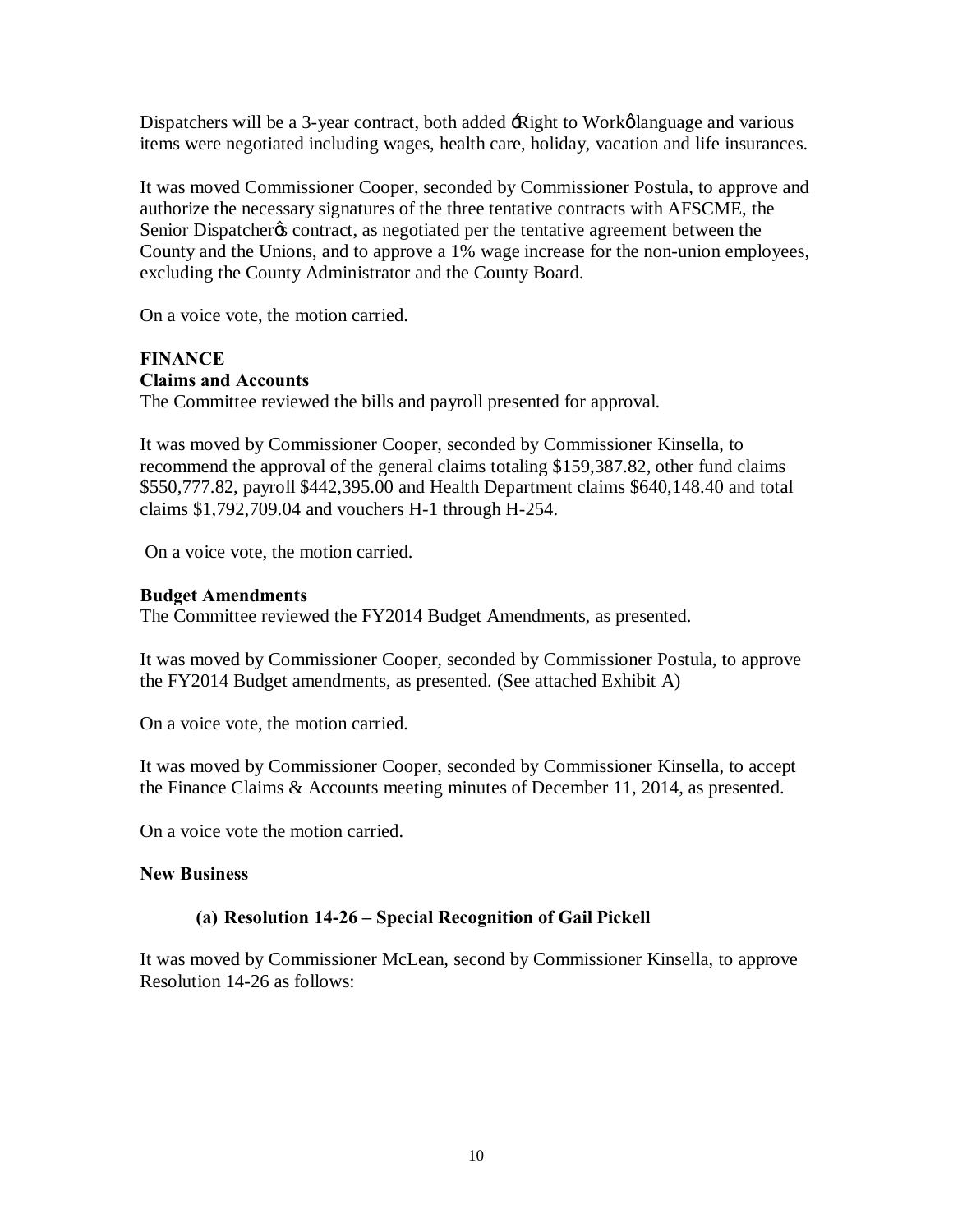Dispatchers will be a 3-year contract, both added ‑Right to Workø language and various items were negotiated including wages, health care, holiday, vacation and life insurances.

It was moved Commissioner Cooper, seconded by Commissioner Postula, to approve and authorize the necessary signatures of the three tentative contracts with AFSCME, the Senior Dispatcherøs contract, as negotiated per the tentative agreement between the County and the Unions, and to approve a 1% wage increase for the non-union employees, excluding the County Administrator and the County Board.

On a voice vote, the motion carried.

**FINANCE**

**Claims and Accounts**

The Committee reviewed the bills and payroll presented for approval.

It was moved by Commissioner Cooper, seconded by Commissioner Kinsella, to recommend the approval of the general claims totaling $159,387.82, other fund claims $550,777.82, payroll $442,395.00 and Health Department claims $640,148.40 and total claims $1,792,709.04 and vouchers H-1 through H-254.

On a voice vote, the motion carried.

**Budget Amendments**

The Committee reviewed the FY2014 Budget Amendments, as presented.

It was moved by Commissioner Cooper, seconded by Commissioner Postula, to approve the FY2014 Budget amendments, as presented. (See attached Exhibit A)

On a voice vote, the motion carried.

It was moved by Commissioner Cooper, seconded by Commissioner Kinsella, to accept the Finance Claims & Accounts meeting minutes of December 11, 2014, as presented.

On a voice vote the motion carried.

**New Business**

**(a) Resolution 14-26 – Special Recognition of Gail Pickell**

It was moved by Commissioner McLean, second by Commissioner Kinsella, to approve Resolution 14-26 as follows: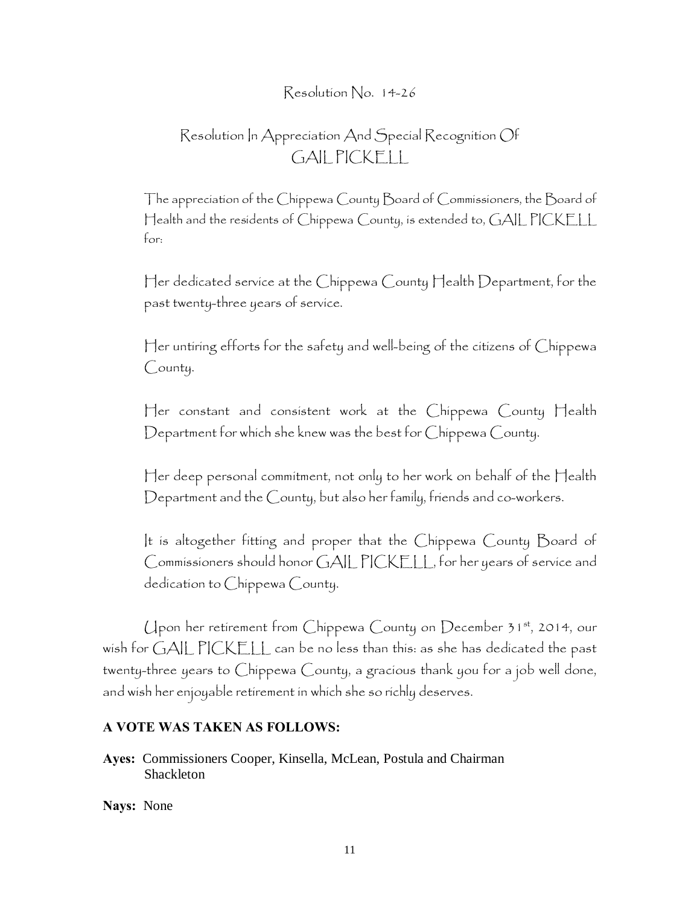Resolution No. 14-26

## Resolution In Appreciation And Special Recognition Of GAIL PICKELL

The appreciation of the Chippewa County Board of Commissioners, the Board of Health and the residents of Chippewa County, is extended to, GAIL PICKELL for:

Her dedicated service at the Chippewa County Health Department, for the past twenty-three years of service.

Her untiring efforts for the safety and well-being of the citizens of Chippewa County.

Her constant and consistent work at the Chippewa County Health Department for which she knew was the best for Chippewa County.

Her deep personal commitment, not only to her work on behalf of the Health Department and the County, but also her family, friends and co-workers.

It is altogether fitting and proper that the Chippewa County Board of Commissioners should honor GAIL PICKELL, for her years of service and dedication to Chippewa County.

Upon her retirement from Chippewa County on December 31st, 2014, our wish for GAIL PICKELL can be no less than this: as she has dedicated the past twenty-three years to Chippewa County, a gracious thank you for a job well done, and wish her enjoyable retirement in which she so richly deserves.

**A VOTE WAS TAKEN AS FOLLOWS:**

**Ayes:** Commissioners Cooper, Kinsella, McLean, Postula and Chairman Shackleton

**Nays:** None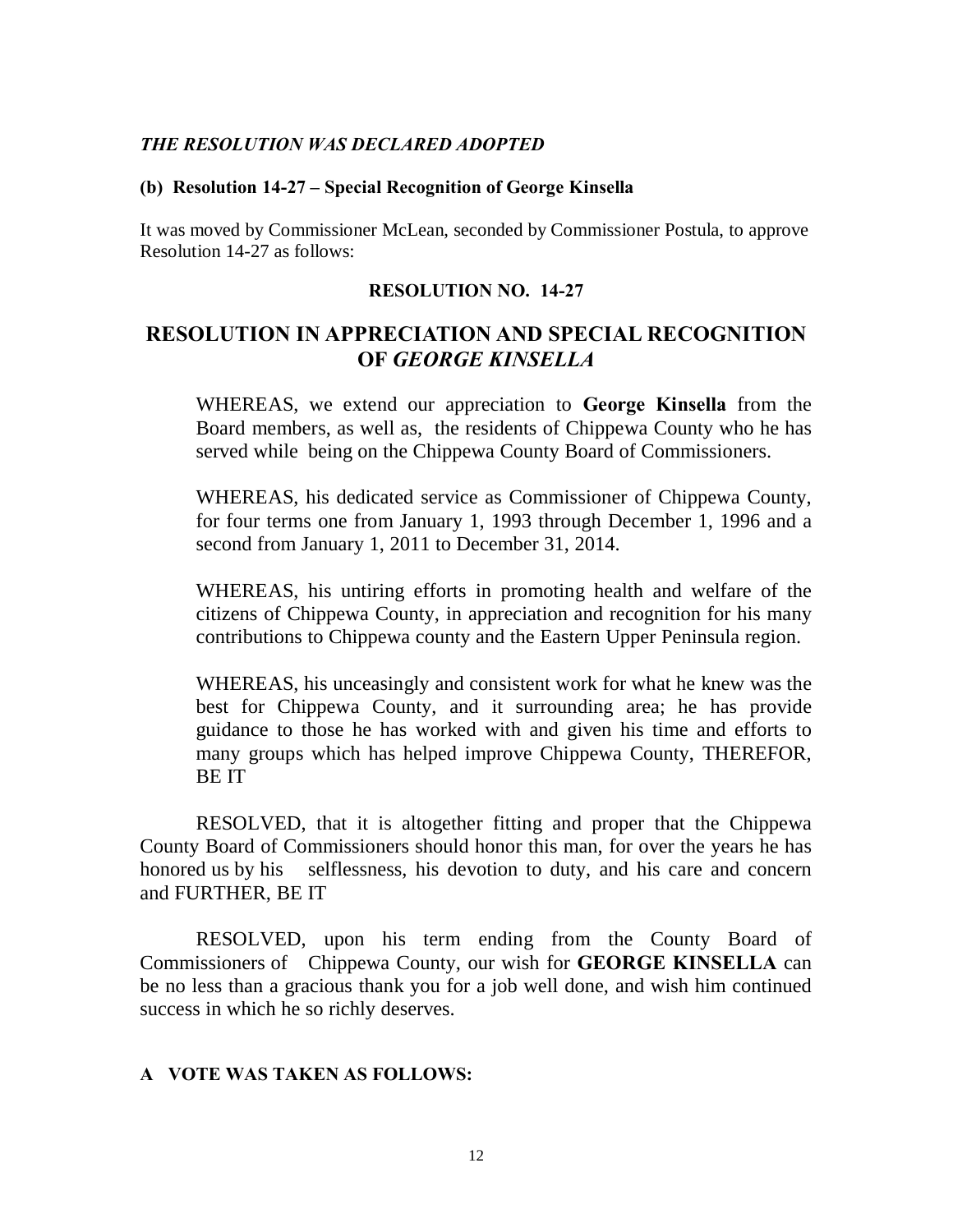***THE RESOLUTION WAS DECLARED ADOPTED***

**(b) Resolution 14-27 – Special Recognition of George Kinsella**

It was moved by Commissioner McLean, seconded by Commissioner Postula, to approve Resolution 14-27 as follows:

**RESOLUTION NO. 14-27**

## RESOLUTION IN APPRECIATION AND SPECIAL RECOGNITION OF *GEORGE KINSELLA*

WHEREAS, we extend our appreciation to **George Kinsella** from the Board members, as well as, the residents of Chippewa County who he has served while being on the Chippewa County Board of Commissioners.

WHEREAS, his dedicated service as Commissioner of Chippewa County, for four terms one from January 1, 1993 through December 1, 1996 and a second from January 1, 2011 to December 31, 2014.

WHEREAS, his untiring efforts in promoting health and welfare of the citizens of Chippewa County, in appreciation and recognition for his many contributions to Chippewa county and the Eastern Upper Peninsula region.

WHEREAS, his unceasingly and consistent work for what he knew was the best for Chippewa County, and it surrounding area; he has provide guidance to those he has worked with and given his time and efforts to many groups which has helped improve Chippewa County, THEREFOR, BE IT

RESOLVED, that it is altogether fitting and proper that the Chippewa County Board of Commissioners should honor this man, for over the years he has honored us by his selflessness, his devotion to duty, and his care and concern and FURTHER, BE IT

RESOLVED, upon his term ending from the County Board of Commissioners of Chippewa County, our wish for **GEORGE KINSELLA** can be no less than a gracious thank you for a job well done, and wish him continued success in which he so richly deserves.

**A VOTE WAS TAKEN AS FOLLOWS:**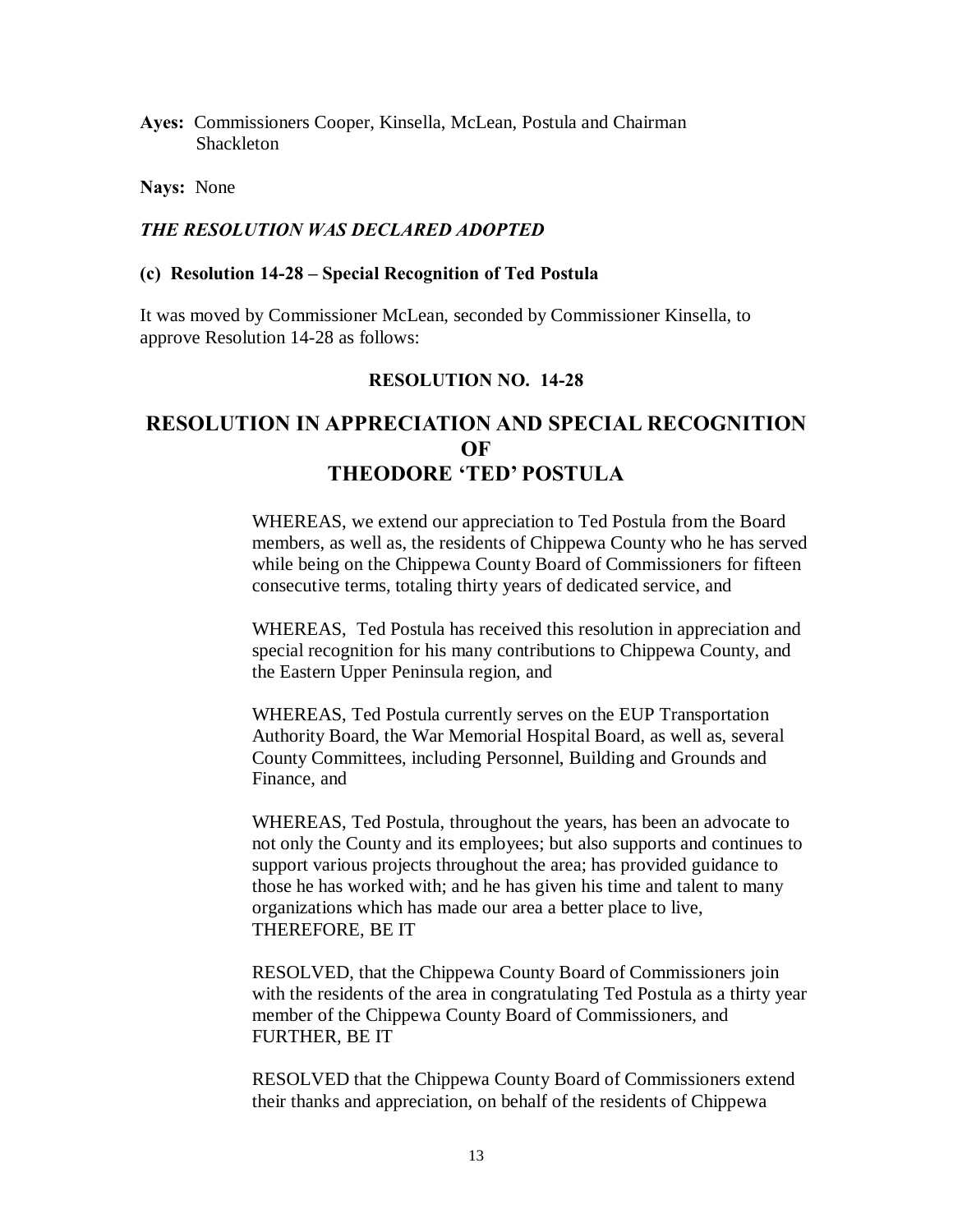**Ayes:** Commissioners Cooper, Kinsella, McLean, Postula and Chairman Shackleton

**Nays:** None

***THE RESOLUTION WAS DECLARED ADOPTED***

**(c) Resolution 14-28 – Special Recognition of Ted Postula**

It was moved by Commissioner McLean, seconded by Commissioner Kinsella, to approve Resolution 14-28 as follows:

**RESOLUTION NO. 14-28**

## RESOLUTION IN APPRECIATION AND SPECIAL RECOGNITION OF THEODORE 'TED' POSTULA

WHEREAS, we extend our appreciation to Ted Postula from the Board members, as well as, the residents of Chippewa County who he has served while being on the Chippewa County Board of Commissioners for fifteen consecutive terms, totaling thirty years of dedicated service, and

WHEREAS, Ted Postula has received this resolution in appreciation and special recognition for his many contributions to Chippewa County, and the Eastern Upper Peninsula region, and

WHEREAS, Ted Postula currently serves on the EUP Transportation Authority Board, the War Memorial Hospital Board, as well as, several County Committees, including Personnel, Building and Grounds and Finance, and

WHEREAS, Ted Postula, throughout the years, has been an advocate to not only the County and its employees; but also supports and continues to support various projects throughout the area; has provided guidance to those he has worked with; and he has given his time and talent to many organizations which has made our area a better place to live, THEREFORE, BE IT

RESOLVED, that the Chippewa County Board of Commissioners join with the residents of the area in congratulating Ted Postula as a thirty year member of the Chippewa County Board of Commissioners, and FURTHER, BE IT

RESOLVED that the Chippewa County Board of Commissioners extend their thanks and appreciation, on behalf of the residents of Chippewa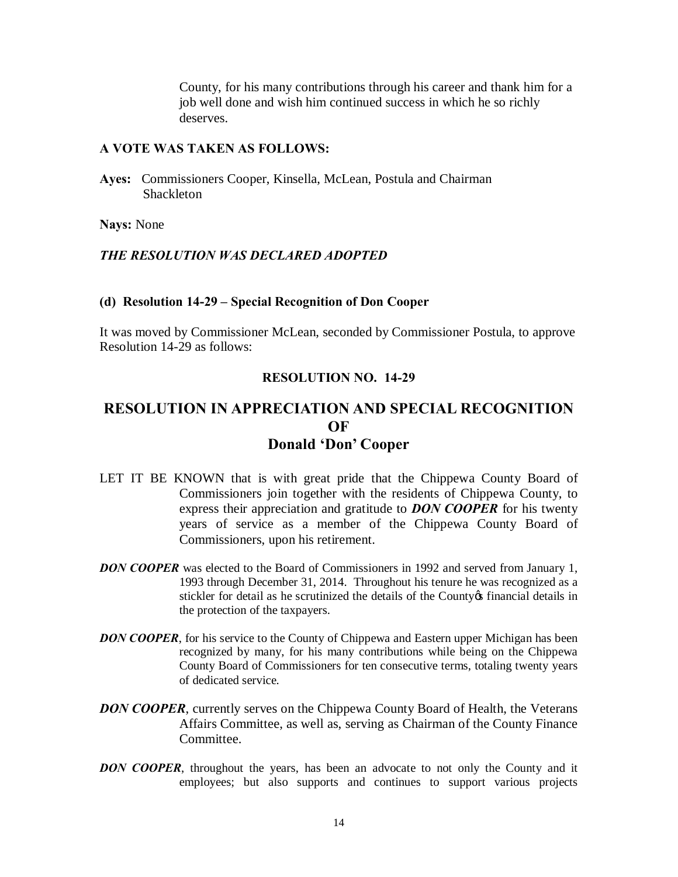County, for his many contributions through his career and thank him for a job well done and wish him continued success in which he so richly deserves.

**A VOTE WAS TAKEN AS FOLLOWS:**

**Ayes:** Commissioners Cooper, Kinsella, McLean, Postula and Chairman Shackleton

**Nays:** None

***THE RESOLUTION WAS DECLARED ADOPTED***

**(d) Resolution 14-29 – Special Recognition of Don Cooper**

It was moved by Commissioner McLean, seconded by Commissioner Postula, to approve Resolution 14-29 as follows:

**RESOLUTION NO. 14-29**

## RESOLUTION IN APPRECIATION AND SPECIAL RECOGNITION OF Donald 'Don' Cooper

LET IT BE KNOWN that is with great pride that the Chippewa County Board of Commissioners join together with the residents of Chippewa County, to express their appreciation and gratitude to ***DON COOPER*** for his twenty years of service as a member of the Chippewa County Board of Commissioners, upon his retirement.

***DON COOPER*** was elected to the Board of Commissioners in 1992 and served from January 1, 1993 through December 31, 2014. Throughout his tenure he was recognized as a stickler for detail as he scrutinized the details of the County's financial details in the protection of the taxpayers.

***DON COOPER***, for his service to the County of Chippewa and Eastern upper Michigan has been recognized by many, for his many contributions while being on the Chippewa County Board of Commissioners for ten consecutive terms, totaling twenty years of dedicated service.

***DON COOPER***, currently serves on the Chippewa County Board of Health, the Veterans Affairs Committee, as well as, serving as Chairman of the County Finance Committee.

***DON COOPER***, throughout the years, has been an advocate to not only the County and it employees; but also supports and continues to support various projects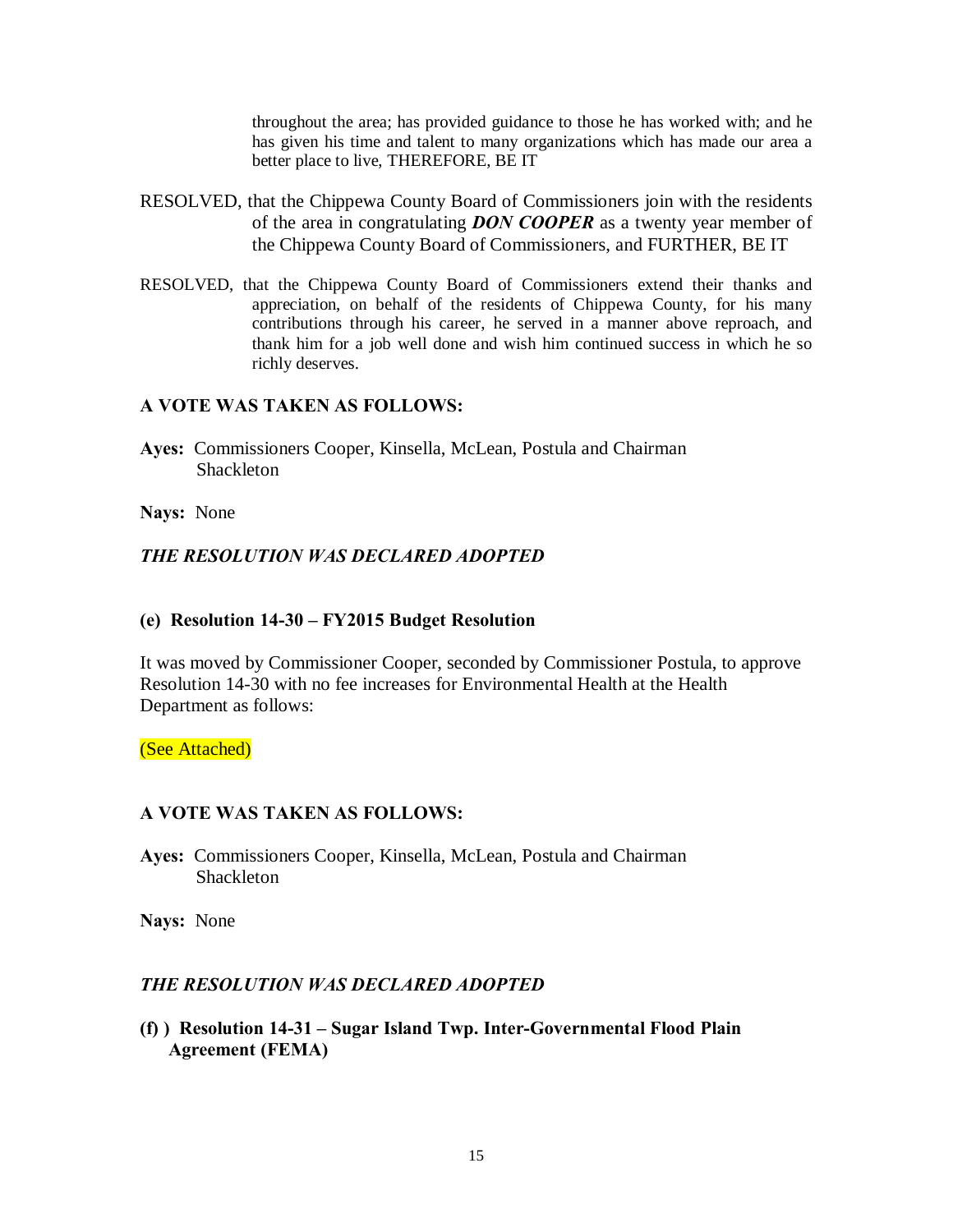throughout the area; has provided guidance to those he has worked with; and he has given his time and talent to many organizations which has made our area a better place to live, THEREFORE, BE IT

RESOLVED, that the Chippewa County Board of Commissioners join with the residents of the area in congratulating ***DON COOPER*** as a twenty year member of the Chippewa County Board of Commissioners, and FURTHER, BE IT

RESOLVED, that the Chippewa County Board of Commissioners extend their thanks and appreciation, on behalf of the residents of Chippewa County, for his many contributions through his career, he served in a manner above reproach, and thank him for a job well done and wish him continued success in which he so richly deserves.

**A VOTE WAS TAKEN AS FOLLOWS:**

**Ayes:** Commissioners Cooper, Kinsella, McLean, Postula and Chairman Shackleton

**Nays:** None

***THE RESOLUTION WAS DECLARED ADOPTED***

**(e) Resolution 14-30 – FY2015 Budget Resolution**

It was moved by Commissioner Cooper, seconded by Commissioner Postula, to approve Resolution 14-30 with no fee increases for Environmental Health at the Health Department as follows:

(See Attached)

**A VOTE WAS TAKEN AS FOLLOWS:**

**Ayes:** Commissioners Cooper, Kinsella, McLean, Postula and Chairman Shackleton

**Nays:** None

***THE RESOLUTION WAS DECLARED ADOPTED***

**(f) ) Resolution 14-31 – Sugar Island Twp. Inter-Governmental Flood Plain Agreement (FEMA)**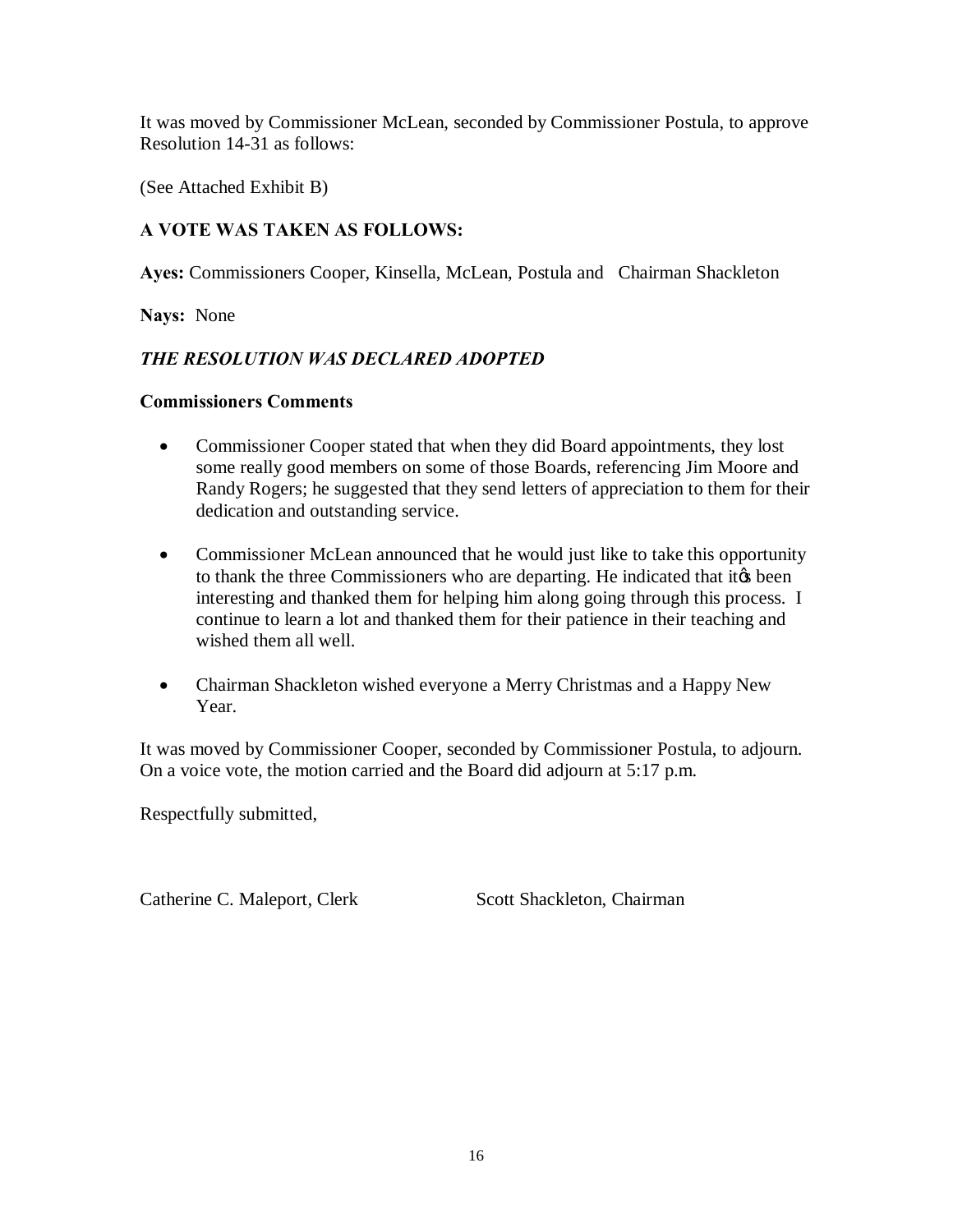It was moved by Commissioner McLean, seconded by Commissioner Postula, to approve Resolution 14-31 as follows:

(See Attached Exhibit B)

**A VOTE WAS TAKEN AS FOLLOWS:**

**Ayes:** Commissioners Cooper, Kinsella, McLean, Postula and Chairman Shackleton

**Nays:** None

***THE RESOLUTION WAS DECLARED ADOPTED***

**Commissioners Comments**

- Commissioner Cooper stated that when they did Board appointments, they lost some really good members on some of those Boards, referencing Jim Moore and Randy Rogers; he suggested that they send letters of appreciation to them for their dedication and outstanding service.

- Commissioner McLean announced that he would just like to take this opportunity to thank the three Commissioners who are departing. He indicated that itòs been interesting and thanked them for helping him along going through this process. I continue to learn a lot and thanked them for their patience in their teaching and wished them all well.

- Chairman Shackleton wished everyone a Merry Christmas and a Happy New Year.

It was moved by Commissioner Cooper, seconded by Commissioner Postula, to adjourn. On a voice vote, the motion carried and the Board did adjourn at 5:17 p.m.

Respectfully submitted,

Catherine C. Maleport, Clerk Scott Shackleton, Chairman